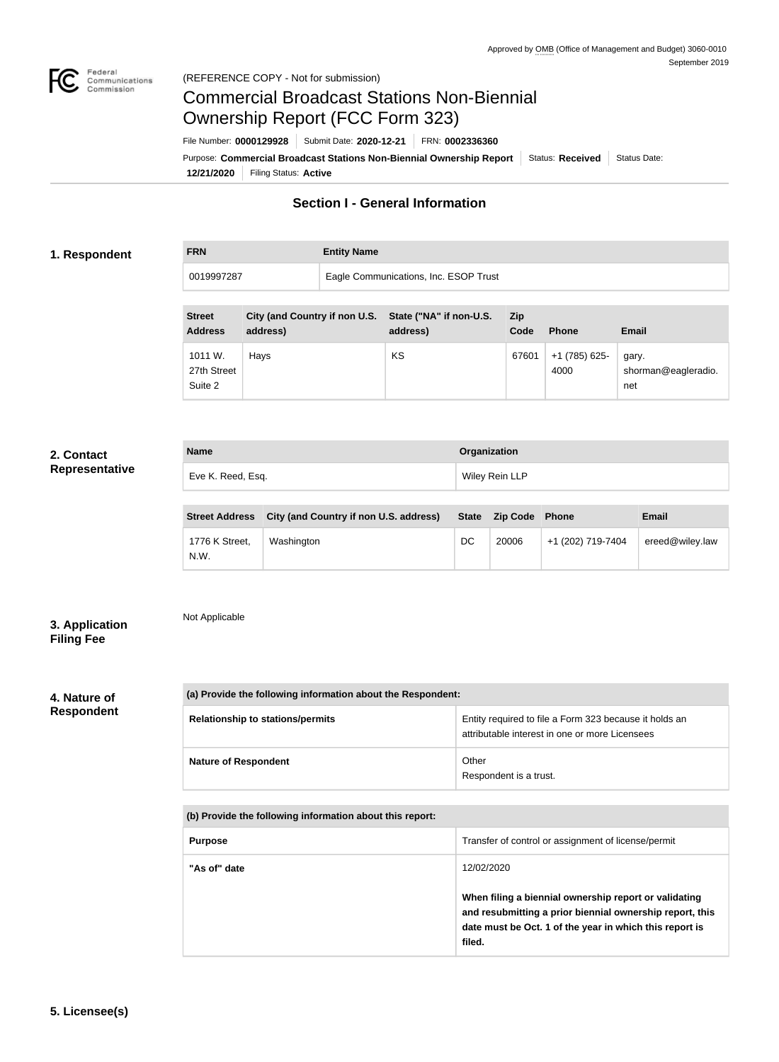Approved by OMB (Office of Management and Budget) 3060-0010
September 2019

(REFERENCE COPY - Not for submission)

# Commercial Broadcast Stations Non-Biennial Ownership Report (FCC Form 323)

File Number: **0000129928** | Submit Date: **2020-12-21** | FRN: **0002336360**

Purpose: **Commercial Broadcast Stations Non-Biennial Ownership Report** | Status: **Received** | Status Date: **12/21/2020** | Filing Status: **Active**

## Section I - General Information

### 1. Respondent

| FRN | Entity Name |
|---|---|
| 0019997287 | Eagle Communications, Inc. ESOP Trust |

| Street Address | City (and Country if non U.S. address) | State ("NA" if non-U.S. address) | Zip Code | Phone | Email |
|---|---|---|---|---|---|
| 1011 W. 27th Street Suite 2 | Hays | KS | 67601 | +1 (785) 625-4000 | gary.shorman@eagleradio.net |

### 2. Contact Representative

| Name | Organization |
|---|---|
| Eve K. Reed, Esq. | Wiley Rein LLP |

| Street Address | City (and Country if non U.S. address) | State | Zip Code | Phone | Email |
|---|---|---|---|---|---|
| 1776 K Street, N.W. | Washington | DC | 20006 | +1 (202) 719-7404 | ereed@wiley.law |

### 3. Application Filing Fee

Not Applicable

### 4. Nature of Respondent

| (a) Provide the following information about the Respondent: | |
|---|---|
| Relationship to stations/permits | Entity required to file a Form 323 because it holds an attributable interest in one or more Licensees |
| Nature of Respondent | Other<br>Respondent is a trust. |

| (b) Provide the following information about this report: | |
|---|---|
| Purpose | Transfer of control or assignment of license/permit |
| "As of" date | 12/02/2020<br><br>**When filing a biennial ownership report or validating and resubmitting a prior biennial ownership report, this date must be Oct. 1 of the year in which this report is filed.** |

### 5. Licensee(s)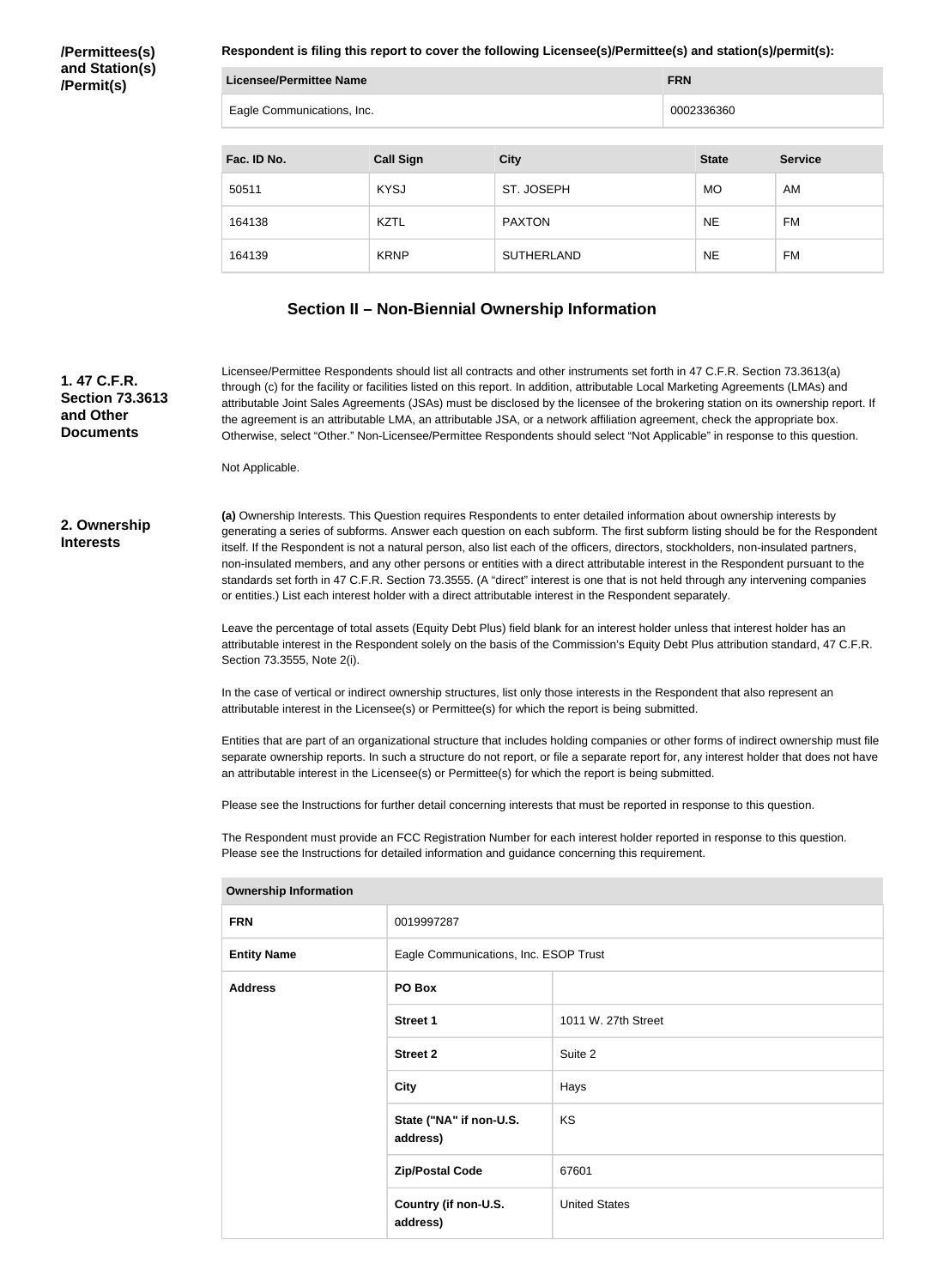**/Permittees(s) and Station(s) /Permit(s)**

**Respondent is filing this report to cover the following Licensee(s)/Permittee(s) and station(s)/permit(s):**

| Licensee/Permittee Name | FRN |
| --- | --- |
| Eagle Communications, Inc. | 0002336360 |

| Fac. ID No. | Call Sign | City | State | Service |
| --- | --- | --- | --- | --- |
| 50511 | KYSJ | ST. JOSEPH | MO | AM |
| 164138 | KZTL | PAXTON | NE | FM |
| 164139 | KRNP | SUTHERLAND | NE | FM |

## Section II – Non-Biennial Ownership Information

**1. 47 C.F.R. Section 73.3613 and Other Documents**

Licensee/Permittee Respondents should list all contracts and other instruments set forth in 47 C.F.R. Section 73.3613(a) through (c) for the facility or facilities listed on this report. In addition, attributable Local Marketing Agreements (LMAs) and attributable Joint Sales Agreements (JSAs) must be disclosed by the licensee of the brokering station on its ownership report. If the agreement is an attributable LMA, an attributable JSA, or a network affiliation agreement, check the appropriate box. Otherwise, select "Other." Non-Licensee/Permittee Respondents should select "Not Applicable" in response to this question.

Not Applicable.

**2. Ownership Interests**

**(a)** Ownership Interests. This Question requires Respondents to enter detailed information about ownership interests by generating a series of subforms. Answer each question on each subform. The first subform listing should be for the Respondent itself. If the Respondent is not a natural person, also list each of the officers, directors, stockholders, non-insulated partners, non-insulated members, and any other persons or entities with a direct attributable interest in the Respondent pursuant to the standards set forth in 47 C.F.R. Section 73.3555. (A "direct" interest is one that is not held through any intervening companies or entities.) List each interest holder with a direct attributable interest in the Respondent separately.

Leave the percentage of total assets (Equity Debt Plus) field blank for an interest holder unless that interest holder has an attributable interest in the Respondent solely on the basis of the Commission's Equity Debt Plus attribution standard, 47 C.F.R. Section 73.3555, Note 2(i).

In the case of vertical or indirect ownership structures, list only those interests in the Respondent that also represent an attributable interest in the Licensee(s) or Permittee(s) for which the report is being submitted.

Entities that are part of an organizational structure that includes holding companies or other forms of indirect ownership must file separate ownership reports. In such a structure do not report, or file a separate report for, any interest holder that does not have an attributable interest in the Licensee(s) or Permittee(s) for which the report is being submitted.

Please see the Instructions for further detail concerning interests that must be reported in response to this question.

The Respondent must provide an FCC Registration Number for each interest holder reported in response to this question. Please see the Instructions for detailed information and guidance concerning this requirement.

| Ownership Information | | |
| --- | --- | --- |
| **FRN** | 0019997287 | |
| **Entity Name** | Eagle Communications, Inc. ESOP Trust | |
| **Address** | **PO Box** | |
| | **Street 1** | 1011 W. 27th Street |
| | **Street 2** | Suite 2 |
| | **City** | Hays |
| | **State ("NA" if non-U.S. address)** | KS |
| | **Zip/Postal Code** | 67601 |
| | **Country (if non-U.S. address)** | United States |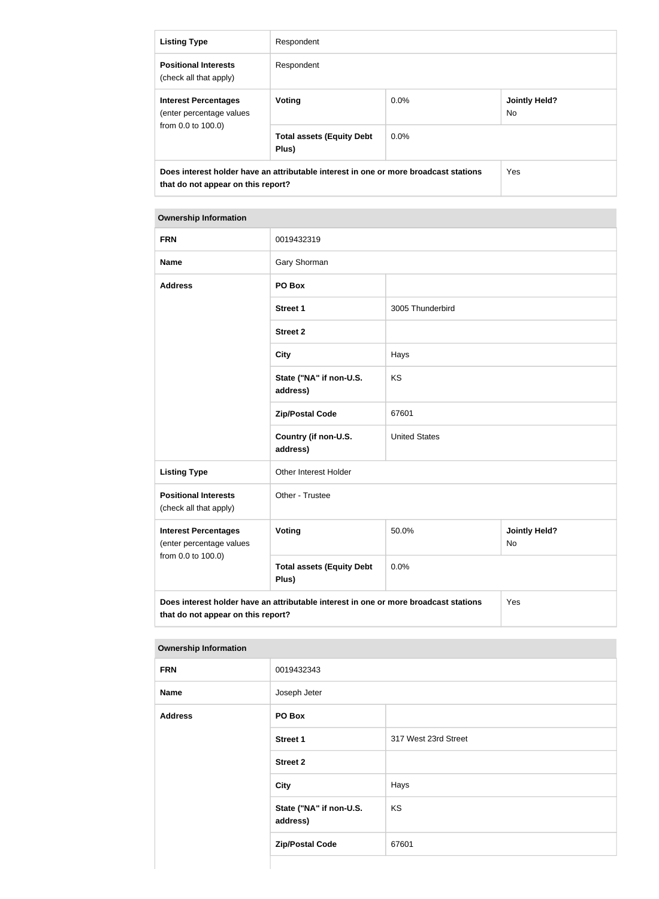| Listing Type | Respondent | | |
|---|---|---|---|
| **Positional Interests** (check all that apply) | Respondent | | |
| **Interest Percentages** (enter percentage values from 0.0 to 100.0) | **Voting** | 0.0% | **Jointly Held?** No |
| | **Total assets (Equity Debt Plus)** | 0.0% | |
| **Does interest holder have an attributable interest in one or more broadcast stations that do not appear on this report?** | | | Yes |

| Ownership Information | | |
|---|---|---|
| **FRN** | 0019432319 | |
| **Name** | Gary Shorman | |
| **Address** | **PO Box** | |
| | **Street 1** | 3005 Thunderbird |
| | **Street 2** | |
| | **City** | Hays |
| | **State ("NA" if non-U.S. address)** | KS |
| | **Zip/Postal Code** | 67601 |
| | **Country (if non-U.S. address)** | United States |
| **Listing Type** | Other Interest Holder | |
| **Positional Interests** (check all that apply) | Other - Trustee | |

| Interest Percentages (enter percentage values from 0.0 to 100.0) | Voting | 50.0% | Jointly Held? No |
|---|---|---|---|
| | **Total assets (Equity Debt Plus)** | 0.0% | |
| **Does interest holder have an attributable interest in one or more broadcast stations that do not appear on this report?** | | | Yes |

| Ownership Information | | |
|---|---|---|
| **FRN** | 0019432343 | |
| **Name** | Joseph Jeter | |
| **Address** | **PO Box** | |
| | **Street 1** | 317 West 23rd Street |
| | **Street 2** | |
| | **City** | Hays |
| | **State ("NA" if non-U.S. address)** | KS |
| | **Zip/Postal Code** | 67601 |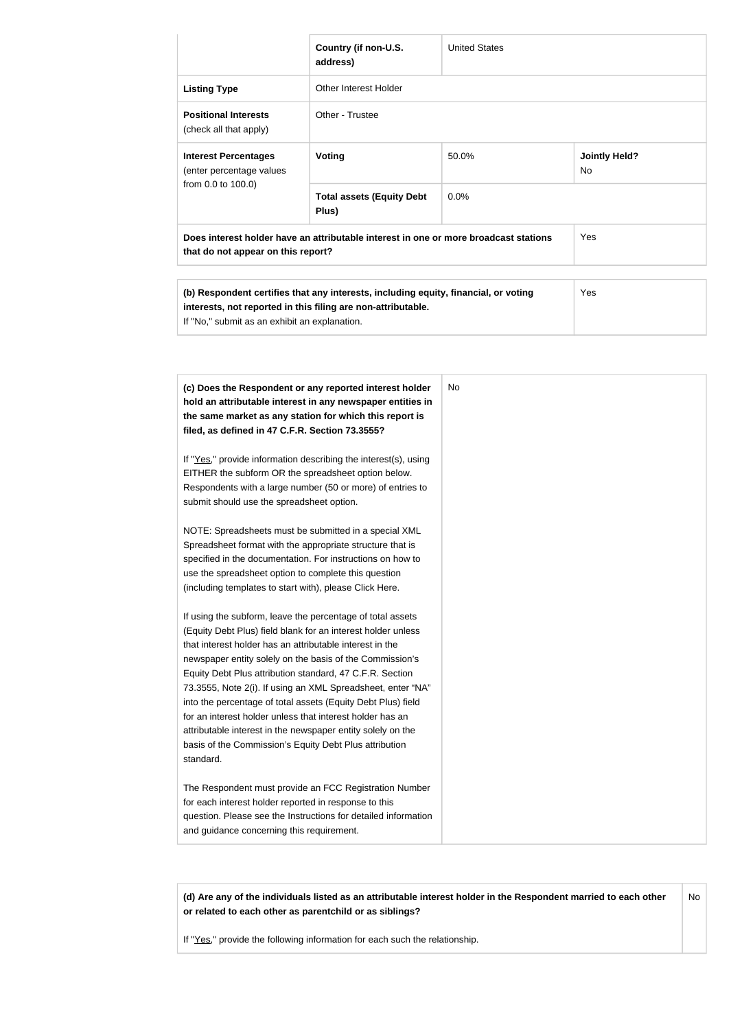| | Country (if non-U.S. address) | United States | |
|---|---|---|---|
| **Listing Type** | Other Interest Holder | | |
| **Positional Interests** (check all that apply) | Other - Trustee | | |
| **Interest Percentages** (enter percentage values from 0.0 to 100.0) | **Voting** | 50.0% | **Jointly Held?** No |
| | **Total assets (Equity Debt Plus)** | 0.0% | |
| **Does interest holder have an attributable interest in one or more broadcast stations that do not appear on this report?** | | | Yes |

| | |
|---|---|
| **(b) Respondent certifies that any interests, including equity, financial, or voting interests, not reported in this filing are non-attributable.** If "No," submit as an exhibit an explanation. | Yes |

| | |
|---|---|
| **(c) Does the Respondent or any reported interest holder hold an attributable interest in any newspaper entities in the same market as any station for which this report is filed, as defined in 47 C.F.R. Section 73.3555?**<br><br>If "Yes," provide information describing the interest(s), using EITHER the subform OR the spreadsheet option below. Respondents with a large number (50 or more) of entries to submit should use the spreadsheet option.<br><br>NOTE: Spreadsheets must be submitted in a special XML Spreadsheet format with the appropriate structure that is specified in the documentation. For instructions on how to use the spreadsheet option to complete this question (including templates to start with), please Click Here.<br><br>If using the subform, leave the percentage of total assets (Equity Debt Plus) field blank for an interest holder unless that interest holder has an attributable interest in the newspaper entity solely on the basis of the Commission's Equity Debt Plus attribution standard, 47 C.F.R. Section 73.3555, Note 2(i). If using an XML Spreadsheet, enter "NA" into the percentage of total assets (Equity Debt Plus) field for an interest holder unless that interest holder has an attributable interest in the newspaper entity solely on the basis of the Commission's Equity Debt Plus attribution standard.<br><br>The Respondent must provide an FCC Registration Number for each interest holder reported in response to this question. Please see the Instructions for detailed information and guidance concerning this requirement. | No |

| | |
|---|---|
| **(d) Are any of the individuals listed as an attributable interest holder in the Respondent married to each other or related to each other as parentchild or as siblings?**<br><br>If "Yes," provide the following information for each such the relationship. | No |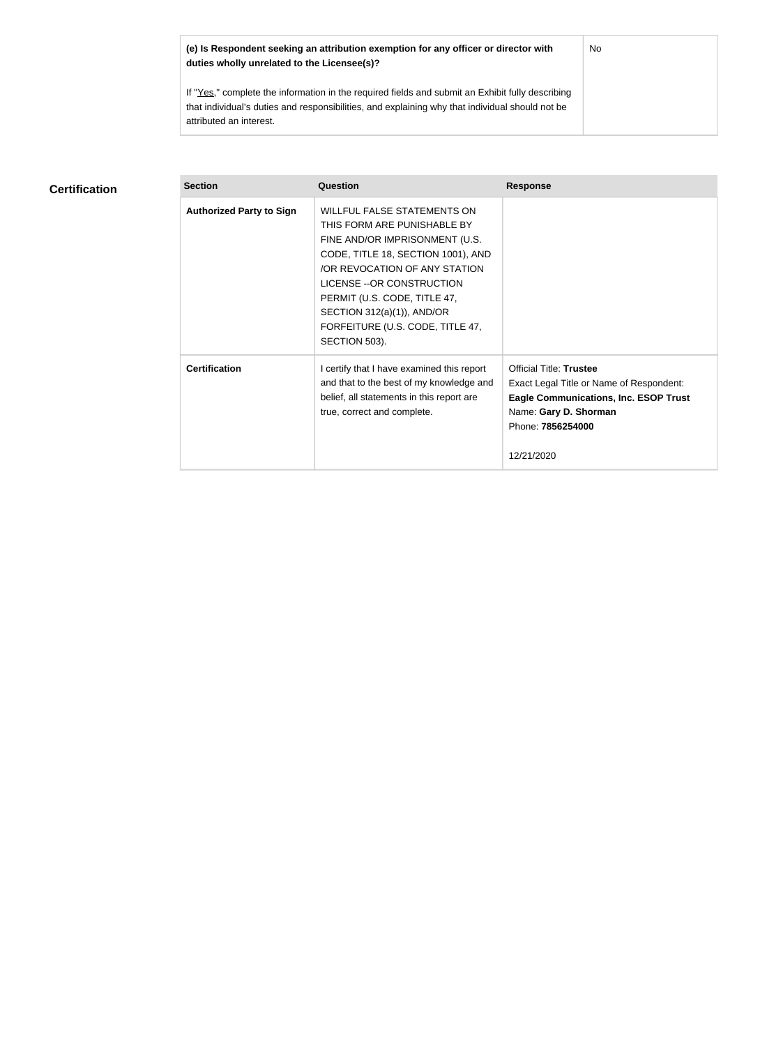| | |
|---|---|
| **(e) Is Respondent seeking an attribution exemption for any officer or director with duties wholly unrelated to the Licensee(s)?**<br><br>If "Yes," complete the information in the required fields and submit an Exhibit fully describing that individual's duties and responsibilities, and explaining why that individual should not be attributed an interest. | No |

## Certification

| Section | Question | Response |
|---|---|---|
| **Authorized Party to Sign** | WILLFUL FALSE STATEMENTS ON THIS FORM ARE PUNISHABLE BY FINE AND/OR IMPRISONMENT (U.S. CODE, TITLE 18, SECTION 1001), AND /OR REVOCATION OF ANY STATION LICENSE --OR CONSTRUCTION PERMIT (U.S. CODE, TITLE 47, SECTION 312(a)(1)), AND/OR FORFEITURE (U.S. CODE, TITLE 47, SECTION 503). | |
| **Certification** | I certify that I have examined this report and that to the best of my knowledge and belief, all statements in this report are true, correct and complete. | Official Title: **Trustee**<br>Exact Legal Title or Name of Respondent: **Eagle Communications, Inc. ESOP Trust**<br>Name: **Gary D. Shorman**<br>Phone: **7856254000**<br><br>12/21/2020 |